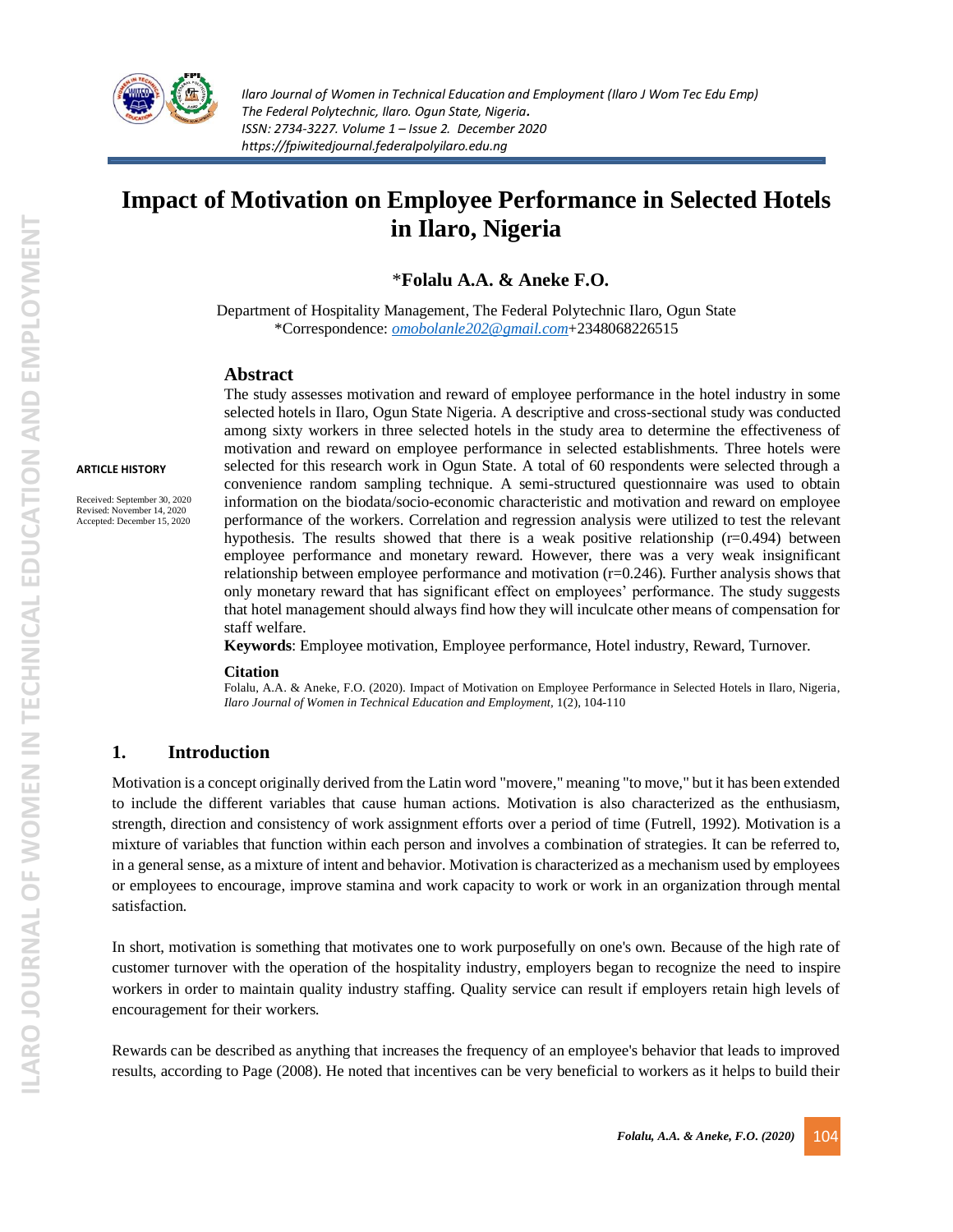# Impact of Motivation on Employee Performance in Selected Hotels in Ilaro, Nigeria

**\*Folalu A.A. & Aneke F.O.**

Department of Hospitality Management, The Federal Polytechnic Ilaro, Ogun State
\*Correspondence: omobolanle202@gmail.com+2348068226515

**ARTICLE HISTORY**

Received: September 30, 2020
Revised: November 14, 2020
Accepted: December 15, 2020

## Abstract

The study assesses motivation and reward of employee performance in the hotel industry in some selected hotels in Ilaro, Ogun State Nigeria. A descriptive and cross-sectional study was conducted among sixty workers in three selected hotels in the study area to determine the effectiveness of motivation and reward on employee performance in selected establishments. Three hotels were selected for this research work in Ogun State. A total of 60 respondents were selected through a convenience random sampling technique. A semi-structured questionnaire was used to obtain information on the biodata/socio-economic characteristic and motivation and reward on employee performance of the workers. Correlation and regression analysis were utilized to test the relevant hypothesis. The results showed that there is a weak positive relationship (r=0.494) between employee performance and monetary reward. However, there was a very weak insignificant relationship between employee performance and motivation (r=0.246). Further analysis shows that only monetary reward that has significant effect on employees' performance. The study suggests that hotel management should always find how they will inculcate other means of compensation for staff welfare.

**Keywords**: Employee motivation, Employee performance, Hotel industry, Reward, Turnover.

**Citation**

Folalu, A.A. & Aneke, F.O. (2020). Impact of Motivation on Employee Performance in Selected Hotels in Ilaro, Nigeria, *Ilaro Journal of Women in Technical Education and Employment*, 1(2), 104-110

## 1. Introduction

Motivation is a concept originally derived from the Latin word "movere," meaning "to move," but it has been extended to include the different variables that cause human actions. Motivation is also characterized as the enthusiasm, strength, direction and consistency of work assignment efforts over a period of time (Futrell, 1992). Motivation is a mixture of variables that function within each person and involves a combination of strategies. It can be referred to, in a general sense, as a mixture of intent and behavior. Motivation is characterized as a mechanism used by employees or employees to encourage, improve stamina and work capacity to work or work in an organization through mental satisfaction.

In short, motivation is something that motivates one to work purposefully on one's own. Because of the high rate of customer turnover with the operation of the hospitality industry, employers began to recognize the need to inspire workers in order to maintain quality industry staffing. Quality service can result if employers retain high levels of encouragement for their workers.

Rewards can be described as anything that increases the frequency of an employee's behavior that leads to improved results, according to Page (2008). He noted that incentives can be very beneficial to workers as it helps to build their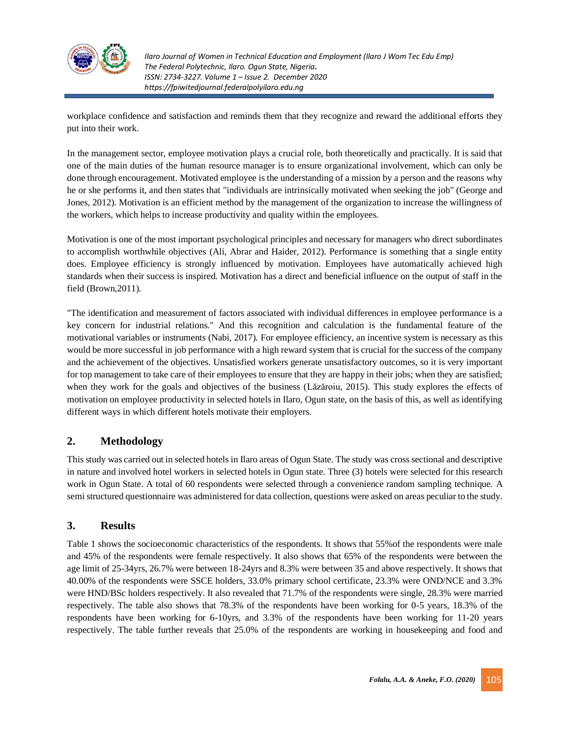workplace confidence and satisfaction and reminds them that they recognize and reward the additional efforts they put into their work.

In the management sector, employee motivation plays a crucial role, both theoretically and practically. It is said that one of the main duties of the human resource manager is to ensure organizational involvement, which can only be done through encouragement. Motivated employee is the understanding of a mission by a person and the reasons why he or she performs it, and then states that "individuals are intrinsically motivated when seeking the job" (George and Jones, 2012). Motivation is an efficient method by the management of the organization to increase the willingness of the workers, which helps to increase productivity and quality within the employees.

Motivation is one of the most important psychological principles and necessary for managers who direct subordinates to accomplish worthwhile objectives (Ali, Abrar and Haider, 2012). Performance is something that a single entity does. Employee efficiency is strongly influenced by motivation. Employees have automatically achieved high standards when their success is inspired. Motivation has a direct and beneficial influence on the output of staff in the field (Brown,2011).

"The identification and measurement of factors associated with individual differences in employee performance is a key concern for industrial relations." And this recognition and calculation is the fundamental feature of the motivational variables or instruments (Nabi, 2017). For employee efficiency, an incentive system is necessary as this would be more successful in job performance with a high reward system that is crucial for the success of the company and the achievement of the objectives. Unsatisfied workers generate unsatisfactory outcomes, so it is very important for top management to take care of their employees to ensure that they are happy in their jobs; when they are satisfied; when they work for the goals and objectives of the business (Lăzăroiu, 2015). This study explores the effects of motivation on employee productivity in selected hotels in Ilaro, Ogun state, on the basis of this, as well as identifying different ways in which different hotels motivate their employers.

## 2. Methodology

This study was carried out in selected hotels in Ilaro areas of Ogun State. The study was cross sectional and descriptive in nature and involved hotel workers in selected hotels in Ogun state. Three (3) hotels were selected for this research work in Ogun State. A total of 60 respondents were selected through a convenience random sampling technique. A semi structured questionnaire was administered for data collection, questions were asked on areas peculiar to the study.

## 3. Results

Table 1 shows the socioeconomic characteristics of the respondents. It shows that 55%of the respondents were male and 45% of the respondents were female respectively. It also shows that 65% of the respondents were between the age limit of 25-34yrs, 26.7% were between 18-24yrs and 8.3% were between 35 and above respectively. It shows that 40.00% of the respondents were SSCE holders, 33.0% primary school certificate, 23.3% were OND/NCE and 3.3% were HND/BSc holders respectively. It also revealed that 71.7% of the respondents were single, 28.3% were married respectively. The table also shows that 78.3% of the respondents have been working for 0-5 years, 18.3% of the respondents have been working for 6-10yrs, and 3.3% of the respondents have been working for 11-20 years respectively. The table further reveals that 25.0% of the respondents are working in housekeeping and food and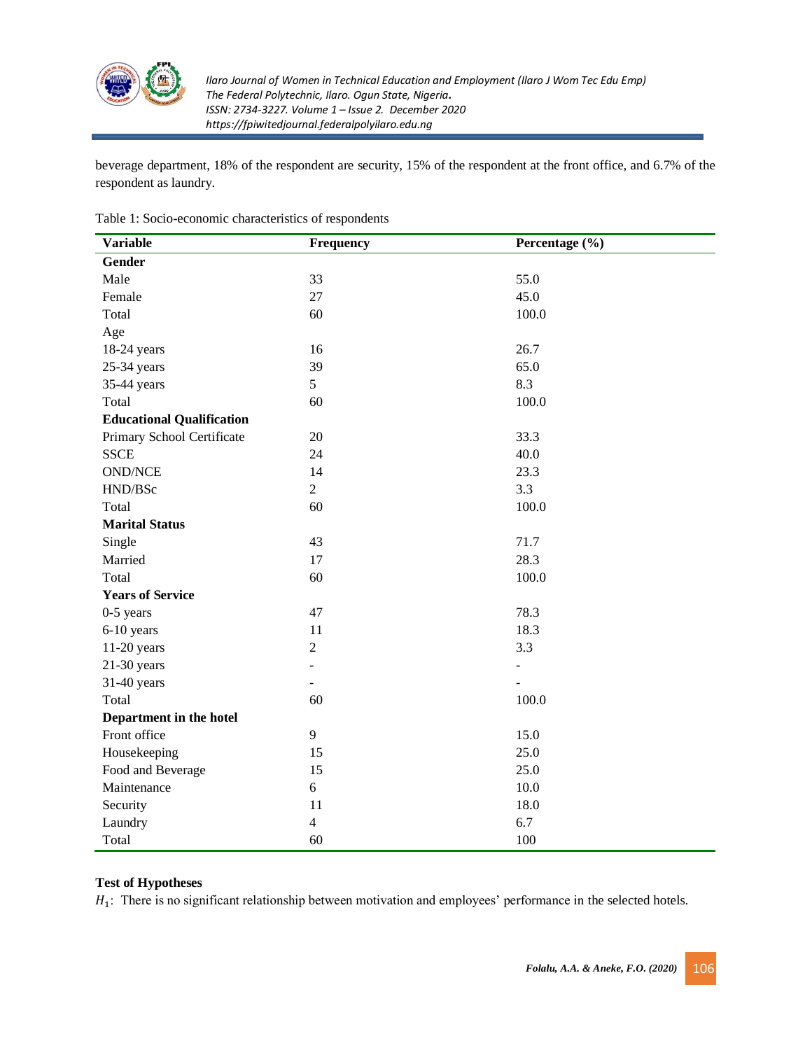beverage department, 18% of the respondent are security, 15% of the respondent at the front office, and 6.7% of the respondent as laundry.

Table 1: Socio-economic characteristics of respondents

| Variable | Frequency | Percentage (%) |
|---|---|---|
| **Gender** | | |
| Male | 33 | 55.0 |
| Female | 27 | 45.0 |
| Total | 60 | 100.0 |
| Age | | |
| 18-24 years | 16 | 26.7 |
| 25-34 years | 39 | 65.0 |
| 35-44 years | 5 | 8.3 |
| Total | 60 | 100.0 |
| **Educational Qualification** | | |
| Primary School Certificate | 20 | 33.3 |
| SSCE | 24 | 40.0 |
| OND/NCE | 14 | 23.3 |
| HND/BSc | 2 | 3.3 |
| Total | 60 | 100.0 |
| **Marital Status** | | |
| Single | 43 | 71.7 |
| Married | 17 | 28.3 |
| Total | 60 | 100.0 |
| **Years of Service** | | |
| 0-5 years | 47 | 78.3 |
| 6-10 years | 11 | 18.3 |
| 11-20 years | 2 | 3.3 |
| 21-30 years | - | - |
| 31-40 years | - | - |
| Total | 60 | 100.0 |
| **Department in the hotel** | | |
| Front office | 9 | 15.0 |
| Housekeeping | 15 | 25.0 |
| Food and Beverage | 15 | 25.0 |
| Maintenance | 6 | 10.0 |
| Security | 11 | 18.0 |
| Laundry | 4 | 6.7 |
| Total | 60 | 100 |

**Test of Hypotheses**

$H_1$: There is no significant relationship between motivation and employees' performance in the selected hotels.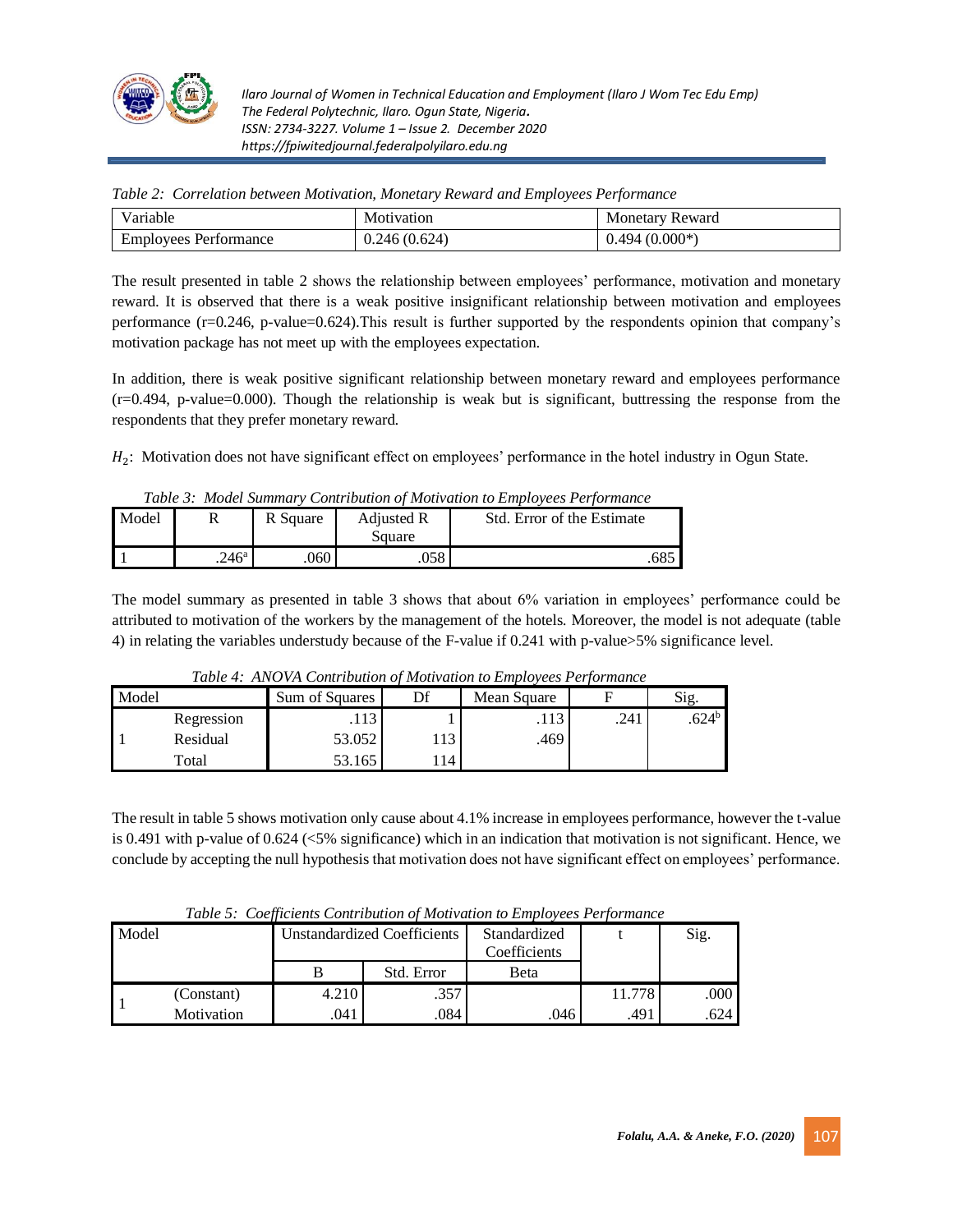*Table 2: Correlation between Motivation, Monetary Reward and Employees Performance*

| Variable | Motivation | Monetary Reward |
|---|---|---|
| Employees Performance | 0.246 (0.624) | 0.494 (0.000*) |

The result presented in table 2 shows the relationship between employees' performance, motivation and monetary reward. It is observed that there is a weak positive insignificant relationship between motivation and employees performance (r=0.246, p-value=0.624).This result is further supported by the respondents opinion that company's motivation package has not meet up with the employees expectation.

In addition, there is weak positive significant relationship between monetary reward and employees performance (r=0.494, p-value=0.000). Though the relationship is weak but is significant, buttressing the response from the respondents that they prefer monetary reward.

$H_2$: Motivation does not have significant effect on employees' performance in the hotel industry in Ogun State.

*Table 3: Model Summary Contribution of Motivation to Employees Performance*

| Model | R | R Square | Adjusted R Square | Std. Error of the Estimate |
|---|---|---|---|---|
| 1 | .246[a] | .060 | .058 | .685 |

The model summary as presented in table 3 shows that about 6% variation in employees' performance could be attributed to motivation of the workers by the management of the hotels. Moreover, the model is not adequate (table 4) in relating the variables understudy because of the F-value if 0.241 with p-value>5% significance level.

*Table 4: ANOVA Contribution of Motivation to Employees Performance*

| Model | | Sum of Squares | Df | Mean Square | F | Sig. |
|---|---|---|---|---|---|---|
| 1 | Regression | .113 | 1 | .113 | .241 | .624[b] |
| | Residual | 53.052 | 113 | .469 | | |
| | Total | 53.165 | 114 | | | |

The result in table 5 shows motivation only cause about 4.1% increase in employees performance, however the t-value is 0.491 with p-value of 0.624 (<5% significance) which in an indication that motivation is not significant. Hence, we conclude by accepting the null hypothesis that motivation does not have significant effect on employees' performance.

*Table 5: Coefficients Contribution of Motivation to Employees Performance*

| Model | | Unstandardized Coefficients | | Standardized Coefficients | t | Sig. |
|---|---|---|---|---|---|---|
| | | B | Std. Error | Beta | | |
| 1 | (Constant) | 4.210 | .357 | | 11.778 | .000 |
| | Motivation | .041 | .084 | .046 | .491 | .624 |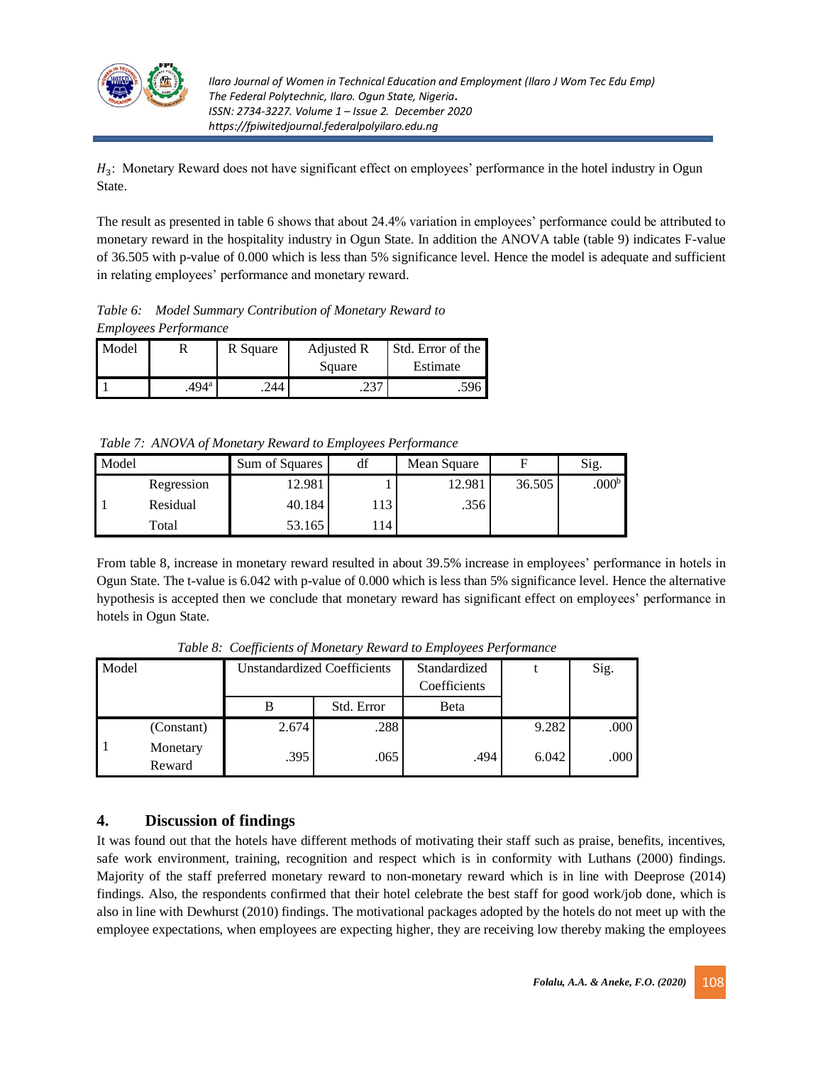$H_3$: Monetary Reward does not have significant effect on employees' performance in the hotel industry in Ogun State.

The result as presented in table 6 shows that about 24.4% variation in employees' performance could be attributed to monetary reward in the hospitality industry in Ogun State. In addition the ANOVA table (table 9) indicates F-value of 36.505 with p-value of 0.000 which is less than 5% significance level. Hence the model is adequate and sufficient in relating employees' performance and monetary reward.

*Table 6: Model Summary Contribution of Monetary Reward to Employees Performance*

| Model | R | R Square | Adjusted R Square | Std. Error of the Estimate |
|---|---|---|---|---|
| 1 | .494[a] | .244 | .237 | .596 |

*Table 7: ANOVA of Monetary Reward to Employees Performance*

| Model | | Sum of Squares | df | Mean Square | F | Sig. |
|---|---|---|---|---|---|---|
| 1 | Regression | 12.981 | 1 | 12.981 | 36.505 | .000[b] |
| | Residual | 40.184 | 113 | .356 | | |
| | Total | 53.165 | 114 | | | |

From table 8, increase in monetary reward resulted in about 39.5% increase in employees' performance in hotels in Ogun State. The t-value is 6.042 with p-value of 0.000 which is less than 5% significance level. Hence the alternative hypothesis is accepted then we conclude that monetary reward has significant effect on employees' performance in hotels in Ogun State.

*Table 8: Coefficients of Monetary Reward to Employees Performance*

| Model | | Unstandardized Coefficients | | Standardized Coefficients | t | Sig. |
|---|---|---|---|---|---|---|
| | | B | Std. Error | Beta | | |
| 1 | (Constant) | 2.674 | .288 | | 9.282 | .000 |
| | Monetary Reward | .395 | .065 | .494 | 6.042 | .000 |

## 4. Discussion of findings

It was found out that the hotels have different methods of motivating their staff such as praise, benefits, incentives, safe work environment, training, recognition and respect which is in conformity with Luthans (2000) findings. Majority of the staff preferred monetary reward to non-monetary reward which is in line with Deeprose (2014) findings. Also, the respondents confirmed that their hotel celebrate the best staff for good work/job done, which is also in line with Dewhurst (2010) findings. The motivational packages adopted by the hotels do not meet up with the employee expectations, when employees are expecting higher, they are receiving low thereby making the employees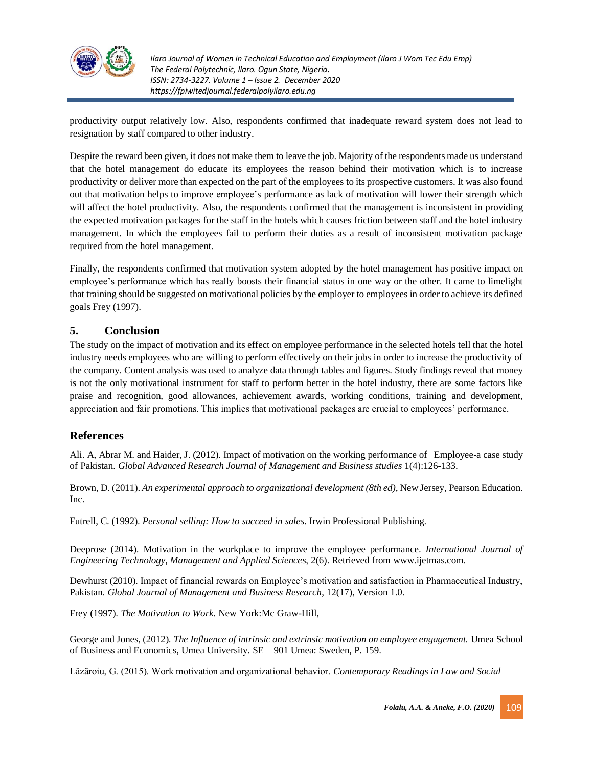productivity output relatively low. Also, respondents confirmed that inadequate reward system does not lead to resignation by staff compared to other industry.

Despite the reward been given, it does not make them to leave the job. Majority of the respondents made us understand that the hotel management do educate its employees the reason behind their motivation which is to increase productivity or deliver more than expected on the part of the employees to its prospective customers. It was also found out that motivation helps to improve employee's performance as lack of motivation will lower their strength which will affect the hotel productivity. Also, the respondents confirmed that the management is inconsistent in providing the expected motivation packages for the staff in the hotels which causes friction between staff and the hotel industry management. In which the employees fail to perform their duties as a result of inconsistent motivation package required from the hotel management.

Finally, the respondents confirmed that motivation system adopted by the hotel management has positive impact on employee's performance which has really boosts their financial status in one way or the other. It came to limelight that training should be suggested on motivational policies by the employer to employees in order to achieve its defined goals Frey (1997).

## 5. Conclusion

The study on the impact of motivation and its effect on employee performance in the selected hotels tell that the hotel industry needs employees who are willing to perform effectively on their jobs in order to increase the productivity of the company. Content analysis was used to analyze data through tables and figures. Study findings reveal that money is not the only motivational instrument for staff to perform better in the hotel industry, there are some factors like praise and recognition, good allowances, achievement awards, working conditions, training and development, appreciation and fair promotions. This implies that motivational packages are crucial to employees' performance.

## References

Ali. A, Abrar M. and Haider, J. (2012). Impact of motivation on the working performance of Employee-a case study of Pakistan. *Global Advanced Research Journal of Management and Business studies* 1(4):126-133.

Brown, D. (2011). *An experimental approach to organizational development (8th ed)*, New Jersey, Pearson Education. Inc.

Futrell, C. (1992). *Personal selling: How to succeed in sales.* Irwin Professional Publishing.

Deeprose (2014). Motivation in the workplace to improve the employee performance. *International Journal of Engineering Technology, Management and Applied Sciences,* 2(6). Retrieved from www.ijetmas.com.

Dewhurst (2010). Impact of financial rewards on Employee's motivation and satisfaction in Pharmaceutical Industry, Pakistan. *Global Journal of Management and Business Research,* 12(17), Version 1.0.

Frey (1997). *The Motivation to Work.* New York:Mc Graw-Hill,

George and Jones, (2012). *The Influence of intrinsic and extrinsic motivation on employee engagement.* Umea School of Business and Economics, Umea University. SE – 901 Umea: Sweden, P. 159.

Lăzăroiu, G. (2015). Work motivation and organizational behavior. *Contemporary Readings in Law and Social*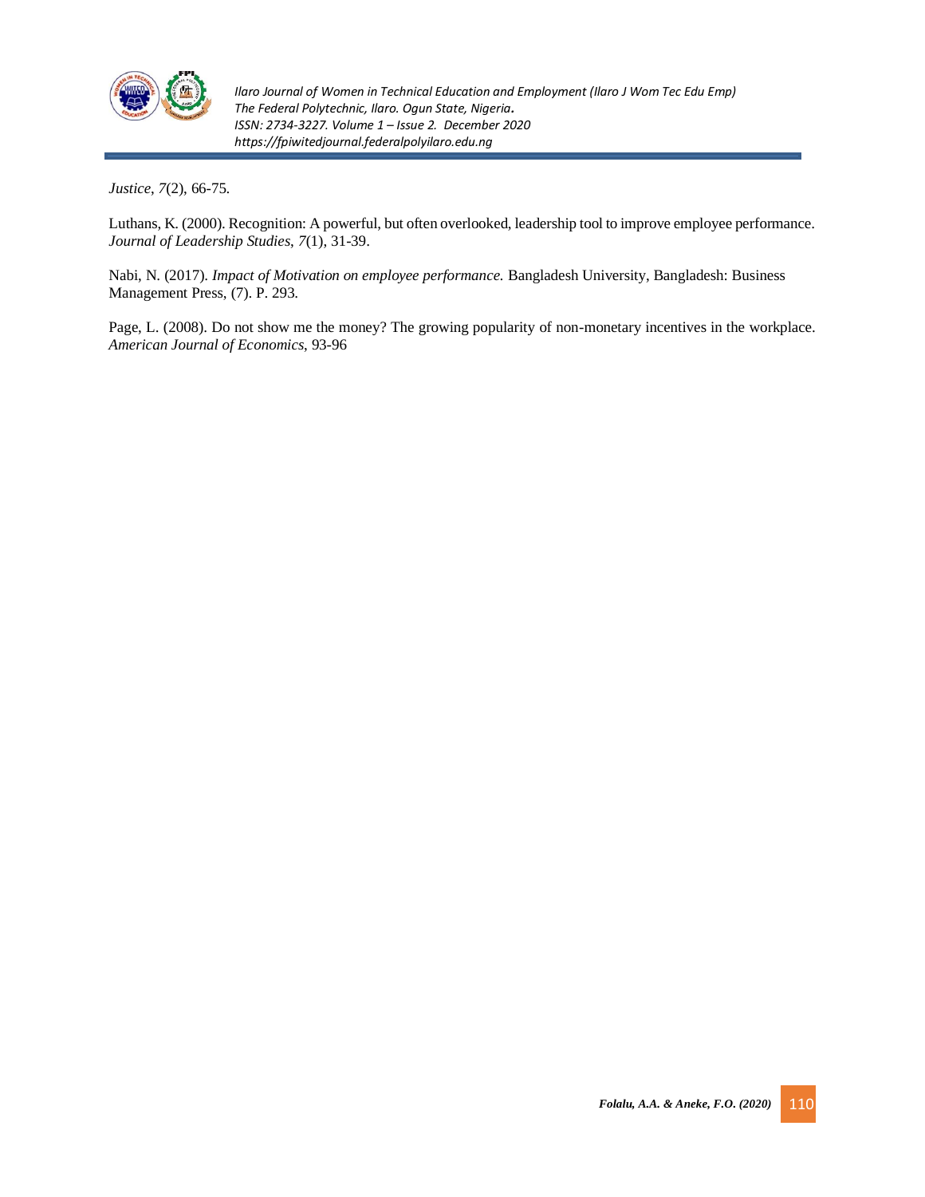*Justice*, *7*(2), 66-75.

Luthans, K. (2000). Recognition: A powerful, but often overlooked, leadership tool to improve employee performance. *Journal of Leadership Studies*, *7*(1), 31-39.

Nabi, N. (2017). *Impact of Motivation on employee performance.* Bangladesh University, Bangladesh: Business Management Press, (7). P. 293.

Page, L. (2008). Do not show me the money? The growing popularity of non-monetary incentives in the workplace. *American Journal of Economics*, 93-96